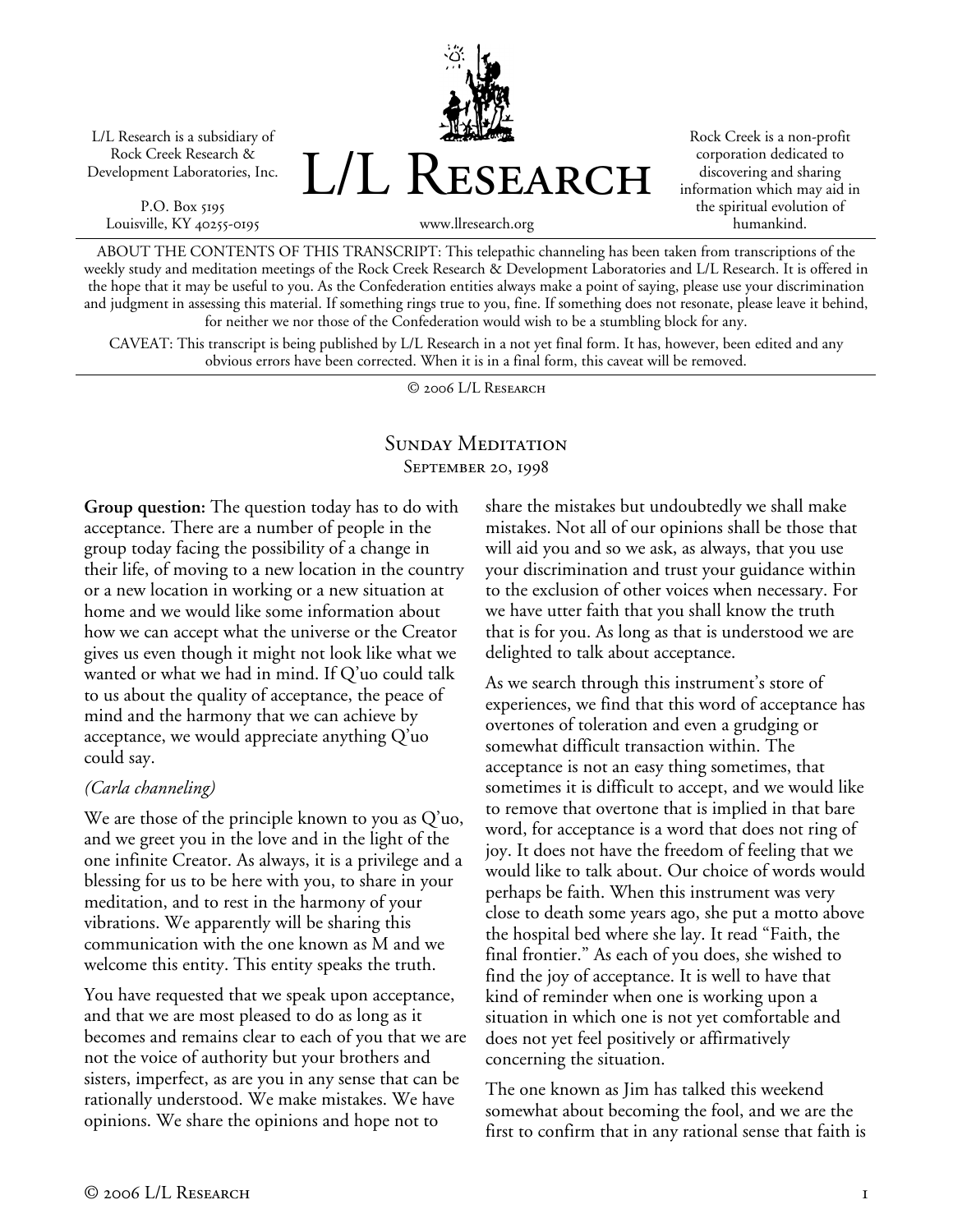L/L Research is a subsidiary of Rock Creek Research & Development Laboratories, Inc.

P.O. Box 5195
Louisville, KY 40255-0195

# L/L Research

www.llresearch.org

Rock Creek is a non-profit corporation dedicated to discovering and sharing information which may aid in the spiritual evolution of humankind.

ABOUT THE CONTENTS OF THIS TRANSCRIPT: This telepathic channeling has been taken from transcriptions of the weekly study and meditation meetings of the Rock Creek Research & Development Laboratories and L/L Research. It is offered in the hope that it may be useful to you. As the Confederation entities always make a point of saying, please use your discrimination and judgment in assessing this material. If something rings true to you, fine. If something does not resonate, please leave it behind, for neither we nor those of the Confederation would wish to be a stumbling block for any.

CAVEAT: This transcript is being published by L/L Research in a not yet final form. It has, however, been edited and any obvious errors have been corrected. When it is in a final form, this caveat will be removed.

© 2006 L/L Research

## Sunday Meditation
### September 20, 1998

**Group question:** The question today has to do with acceptance. There are a number of people in the group today facing the possibility of a change in their life, of moving to a new location in the country or a new location in working or a new situation at home and we would like some information about how we can accept what the universe or the Creator gives us even though it might not look like what we wanted or what we had in mind. If Q'uo could talk to us about the quality of acceptance, the peace of mind and the harmony that we can achieve by acceptance, we would appreciate anything Q'uo could say.

*(Carla channeling)*

We are those of the principle known to you as Q'uo, and we greet you in the love and in the light of the one infinite Creator. As always, it is a privilege and a blessing for us to be here with you, to share in your meditation, and to rest in the harmony of your vibrations. We apparently will be sharing this communication with the one known as M and we welcome this entity. This entity speaks the truth.

You have requested that we speak upon acceptance, and that we are most pleased to do as long as it becomes and remains clear to each of you that we are not the voice of authority but your brothers and sisters, imperfect, as are you in any sense that can be rationally understood. We make mistakes. We have opinions. We share the opinions and hope not to share the mistakes but undoubtedly we shall make mistakes. Not all of our opinions shall be those that will aid you and so we ask, as always, that you use your discrimination and trust your guidance within to the exclusion of other voices when necessary. For we have utter faith that you shall know the truth that is for you. As long as that is understood we are delighted to talk about acceptance.

As we search through this instrument's store of experiences, we find that this word of acceptance has overtones of toleration and even a grudging or somewhat difficult transaction within. The acceptance is not an easy thing sometimes, that sometimes it is difficult to accept, and we would like to remove that overtone that is implied in that bare word, for acceptance is a word that does not ring of joy. It does not have the freedom of feeling that we would like to talk about. Our choice of words would perhaps be faith. When this instrument was very close to death some years ago, she put a motto above the hospital bed where she lay. It read "Faith, the final frontier." As each of you does, she wished to find the joy of acceptance. It is well to have that kind of reminder when one is working upon a situation in which one is not yet comfortable and does not yet feel positively or affirmatively concerning the situation.

The one known as Jim has talked this weekend somewhat about becoming the fool, and we are the first to confirm that in any rational sense that faith is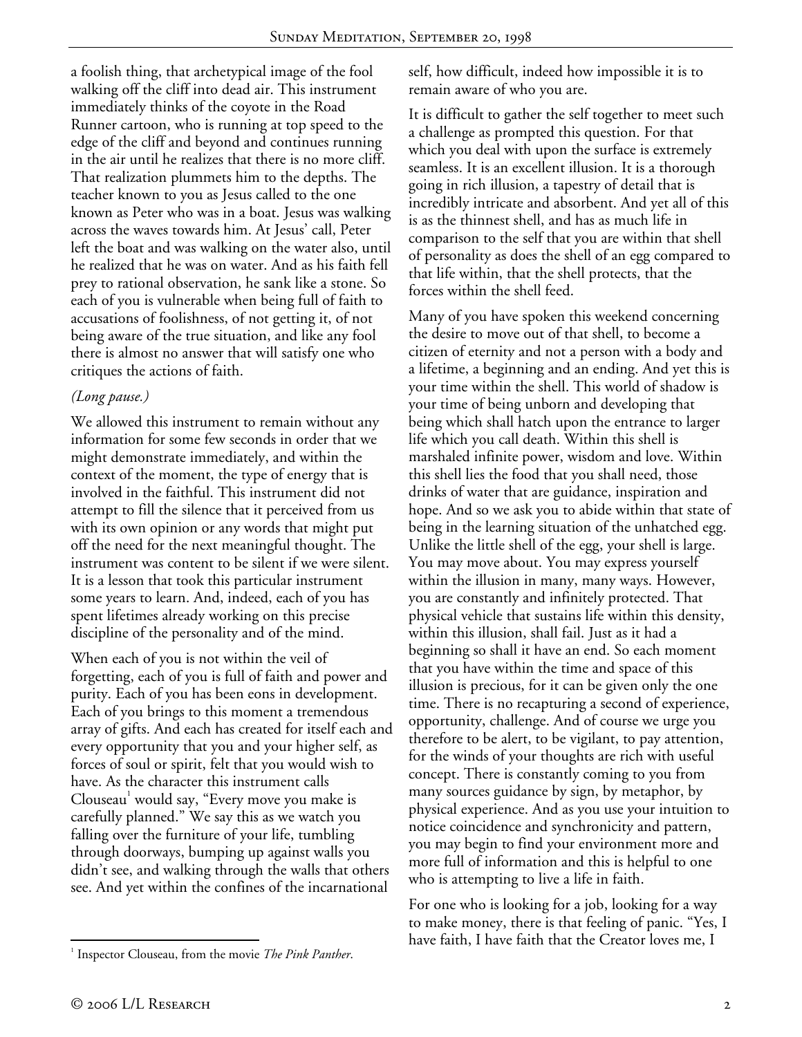a foolish thing, that archetypical image of the fool walking off the cliff into dead air. This instrument immediately thinks of the coyote in the Road Runner cartoon, who is running at top speed to the edge of the cliff and beyond and continues running in the air until he realizes that there is no more cliff. That realization plummets him to the depths. The teacher known to you as Jesus called to the one known as Peter who was in a boat. Jesus was walking across the waves towards him. At Jesus' call, Peter left the boat and was walking on the water also, until he realized that he was on water. And as his faith fell prey to rational observation, he sank like a stone. So each of you is vulnerable when being full of faith to accusations of foolishness, of not getting it, of not being aware of the true situation, and like any fool there is almost no answer that will satisfy one who critiques the actions of faith.

*(Long pause.)*

We allowed this instrument to remain without any information for some few seconds in order that we might demonstrate immediately, and within the context of the moment, the type of energy that is involved in the faithful. This instrument did not attempt to fill the silence that it perceived from us with its own opinion or any words that might put off the need for the next meaningful thought. The instrument was content to be silent if we were silent. It is a lesson that took this particular instrument some years to learn. And, indeed, each of you has spent lifetimes already working on this precise discipline of the personality and of the mind.

When each of you is not within the veil of forgetting, each of you is full of faith and power and purity. Each of you has been eons in development. Each of you brings to this moment a tremendous array of gifts. And each has created for itself each and every opportunity that you and your higher self, as forces of soul or spirit, felt that you would wish to have. As the character this instrument calls Clouseau[1] would say, "Every move you make is carefully planned." We say this as we watch you falling over the furniture of your life, tumbling through doorways, bumping up against walls you didn't see, and walking through the walls that others see. And yet within the confines of the incarnational self, how difficult, indeed how impossible it is to remain aware of who you are.

It is difficult to gather the self together to meet such a challenge as prompted this question. For that which you deal with upon the surface is extremely seamless. It is an excellent illusion. It is a thorough going in rich illusion, a tapestry of detail that is incredibly intricate and absorbent. And yet all of this is as the thinnest shell, and has as much life in comparison to the self that you are within that shell of personality as does the shell of an egg compared to that life within, that the shell protects, that the forces within the shell feed.

Many of you have spoken this weekend concerning the desire to move out of that shell, to become a citizen of eternity and not a person with a body and a lifetime, a beginning and an ending. And yet this is your time within the shell. This world of shadow is your time of being unborn and developing that being which shall hatch upon the entrance to larger life which you call death. Within this shell is marshaled infinite power, wisdom and love. Within this shell lies the food that you shall need, those drinks of water that are guidance, inspiration and hope. And so we ask you to abide within that state of being in the learning situation of the unhatched egg. Unlike the little shell of the egg, your shell is large. You may move about. You may express yourself within the illusion in many, many ways. However, you are constantly and infinitely protected. That physical vehicle that sustains life within this density, within this illusion, shall fail. Just as it had a beginning so shall it have an end. So each moment that you have within the time and space of this illusion is precious, for it can be given only the one time. There is no recapturing a second of experience, opportunity, challenge. And of course we urge you therefore to be alert, to be vigilant, to pay attention, for the winds of your thoughts are rich with useful concept. There is constantly coming to you from many sources guidance by sign, by metaphor, by physical experience. And as you use your intuition to notice coincidence and synchronicity and pattern, you may begin to find your environment more and more full of information and this is helpful to one who is attempting to live a life in faith.

For one who is looking for a job, looking for a way to make money, there is that feeling of panic. "Yes, I have faith, I have faith that the Creator loves me, I

[1] Inspector Clouseau, from the movie *The Pink Panther*.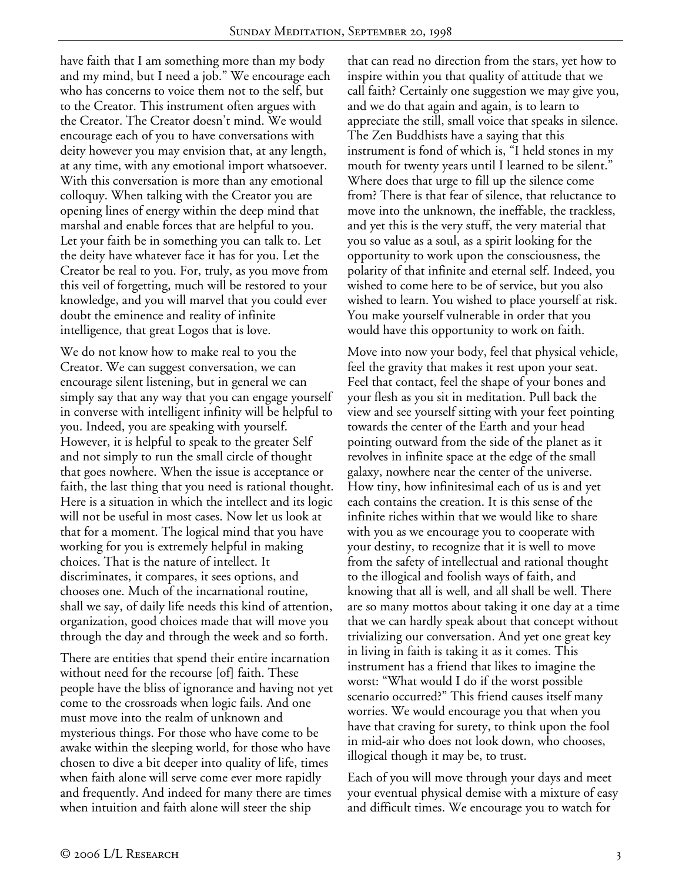have faith that I am something more than my body and my mind, but I need a job." We encourage each who has concerns to voice them not to the self, but to the Creator. This instrument often argues with the Creator. The Creator doesn't mind. We would encourage each of you to have conversations with deity however you may envision that, at any length, at any time, with any emotional import whatsoever. With this conversation is more than any emotional colloquy. When talking with the Creator you are opening lines of energy within the deep mind that marshal and enable forces that are helpful to you. Let your faith be in something you can talk to. Let the deity have whatever face it has for you. Let the Creator be real to you. For, truly, as you move from this veil of forgetting, much will be restored to your knowledge, and you will marvel that you could ever doubt the eminence and reality of infinite intelligence, that great Logos that is love.

We do not know how to make real to you the Creator. We can suggest conversation, we can encourage silent listening, but in general we can simply say that any way that you can engage yourself in converse with intelligent infinity will be helpful to you. Indeed, you are speaking with yourself. However, it is helpful to speak to the greater Self and not simply to run the small circle of thought that goes nowhere. When the issue is acceptance or faith, the last thing that you need is rational thought. Here is a situation in which the intellect and its logic will not be useful in most cases. Now let us look at that for a moment. The logical mind that you have working for you is extremely helpful in making choices. That is the nature of intellect. It discriminates, it compares, it sees options, and chooses one. Much of the incarnational routine, shall we say, of daily life needs this kind of attention, organization, good choices made that will move you through the day and through the week and so forth.

There are entities that spend their entire incarnation without need for the recourse [of] faith. These people have the bliss of ignorance and having not yet come to the crossroads when logic fails. And one must move into the realm of unknown and mysterious things. For those who have come to be awake within the sleeping world, for those who have chosen to dive a bit deeper into quality of life, times when faith alone will serve come ever more rapidly and frequently. And indeed for many there are times when intuition and faith alone will steer the ship that can read no direction from the stars, yet how to inspire within you that quality of attitude that we call faith? Certainly one suggestion we may give you, and we do that again and again, is to learn to appreciate the still, small voice that speaks in silence. The Zen Buddhists have a saying that this instrument is fond of which is, "I held stones in my mouth for twenty years until I learned to be silent." Where does that urge to fill up the silence come from? There is that fear of silence, that reluctance to move into the unknown, the ineffable, the trackless, and yet this is the very stuff, the very material that you so value as a soul, as a spirit looking for the opportunity to work upon the consciousness, the polarity of that infinite and eternal self. Indeed, you wished to come here to be of service, but you also wished to learn. You wished to place yourself at risk. You make yourself vulnerable in order that you would have this opportunity to work on faith.

Move into now your body, feel that physical vehicle, feel the gravity that makes it rest upon your seat. Feel that contact, feel the shape of your bones and your flesh as you sit in meditation. Pull back the view and see yourself sitting with your feet pointing towards the center of the Earth and your head pointing outward from the side of the planet as it revolves in infinite space at the edge of the small galaxy, nowhere near the center of the universe. How tiny, how infinitesimal each of us is and yet each contains the creation. It is this sense of the infinite riches within that we would like to share with you as we encourage you to cooperate with your destiny, to recognize that it is well to move from the safety of intellectual and rational thought to the illogical and foolish ways of faith, and knowing that all is well, and all shall be well. There are so many mottos about taking it one day at a time that we can hardly speak about that concept without trivializing our conversation. And yet one great key in living in faith is taking it as it comes. This instrument has a friend that likes to imagine the worst: "What would I do if the worst possible scenario occurred?" This friend causes itself many worries. We would encourage you that when you have that craving for surety, to think upon the fool in mid-air who does not look down, who chooses, illogical though it may be, to trust.

Each of you will move through your days and meet your eventual physical demise with a mixture of easy and difficult times. We encourage you to watch for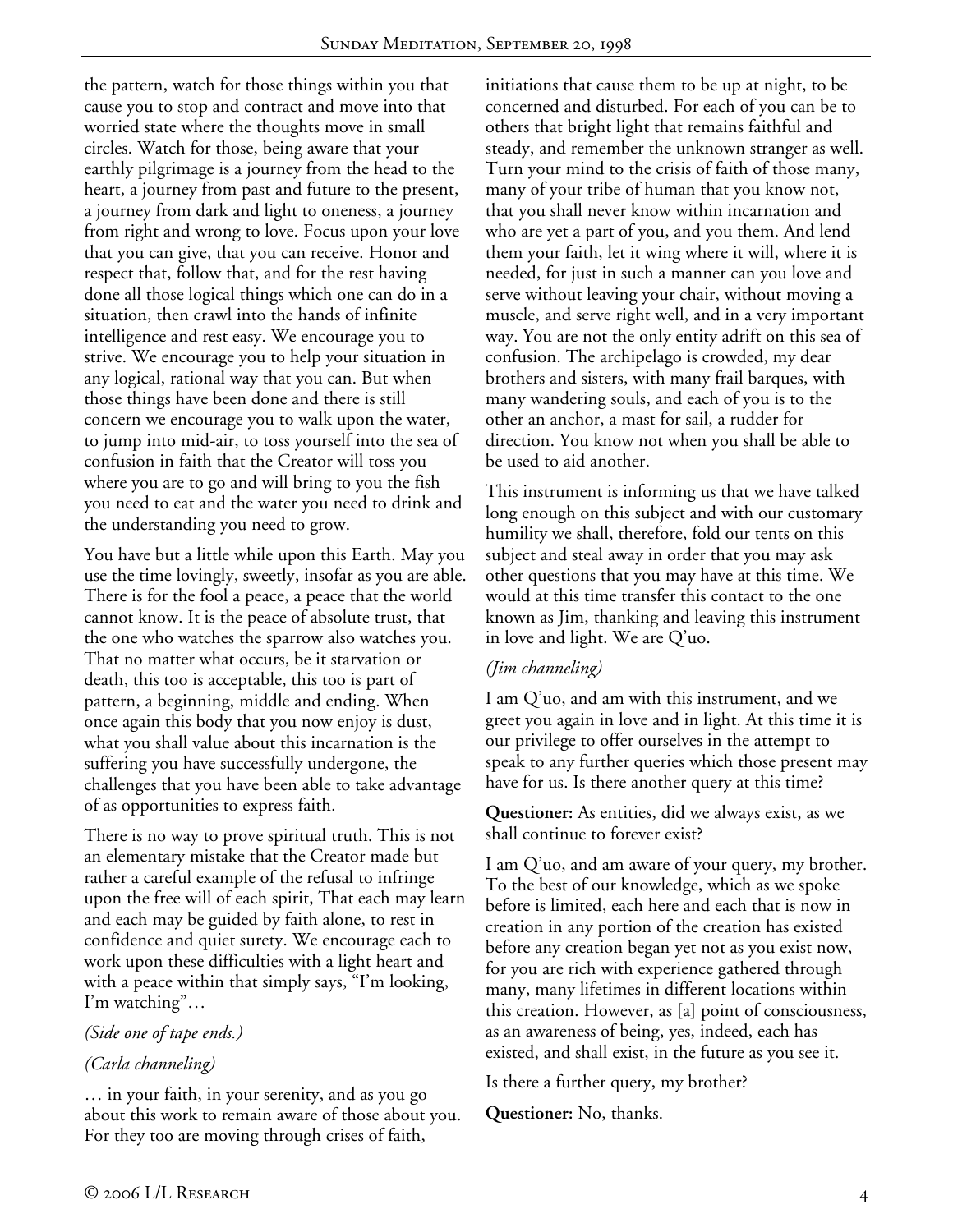the pattern, watch for those things within you that cause you to stop and contract and move into that worried state where the thoughts move in small circles. Watch for those, being aware that your earthly pilgrimage is a journey from the head to the heart, a journey from past and future to the present, a journey from dark and light to oneness, a journey from right and wrong to love. Focus upon your love that you can give, that you can receive. Honor and respect that, follow that, and for the rest having done all those logical things which one can do in a situation, then crawl into the hands of infinite intelligence and rest easy. We encourage you to strive. We encourage you to help your situation in any logical, rational way that you can. But when those things have been done and there is still concern we encourage you to walk upon the water, to jump into mid-air, to toss yourself into the sea of confusion in faith that the Creator will toss you where you are to go and will bring to you the fish you need to eat and the water you need to drink and the understanding you need to grow.

You have but a little while upon this Earth. May you use the time lovingly, sweetly, insofar as you are able. There is for the fool a peace, a peace that the world cannot know. It is the peace of absolute trust, that the one who watches the sparrow also watches you. That no matter what occurs, be it starvation or death, this too is acceptable, this too is part of pattern, a beginning, middle and ending. When once again this body that you now enjoy is dust, what you shall value about this incarnation is the suffering you have successfully undergone, the challenges that you have been able to take advantage of as opportunities to express faith.

There is no way to prove spiritual truth. This is not an elementary mistake that the Creator made but rather a careful example of the refusal to infringe upon the free will of each spirit, That each may learn and each may be guided by faith alone, to rest in confidence and quiet surety. We encourage each to work upon these difficulties with a light heart and with a peace within that simply says, "I'm looking, I'm watching"…

*(Side one of tape ends.)*

*(Carla channeling)*

… in your faith, in your serenity, and as you go about this work to remain aware of those about you. For they too are moving through crises of faith, initiations that cause them to be up at night, to be concerned and disturbed. For each of you can be to others that bright light that remains faithful and steady, and remember the unknown stranger as well. Turn your mind to the crisis of faith of those many, many of your tribe of human that you know not, that you shall never know within incarnation and who are yet a part of you, and you them. And lend them your faith, let it wing where it will, where it is needed, for just in such a manner can you love and serve without leaving your chair, without moving a muscle, and serve right well, and in a very important way. You are not the only entity adrift on this sea of confusion. The archipelago is crowded, my dear brothers and sisters, with many frail barques, with many wandering souls, and each of you is to the other an anchor, a mast for sail, a rudder for direction. You know not when you shall be able to be used to aid another.

This instrument is informing us that we have talked long enough on this subject and with our customary humility we shall, therefore, fold our tents on this subject and steal away in order that you may ask other questions that you may have at this time. We would at this time transfer this contact to the one known as Jim, thanking and leaving this instrument in love and light. We are Q'uo.

*(Jim channeling)*

I am Q'uo, and am with this instrument, and we greet you again in love and in light. At this time it is our privilege to offer ourselves in the attempt to speak to any further queries which those present may have for us. Is there another query at this time?

**Questioner:** As entities, did we always exist, as we shall continue to forever exist?

I am Q'uo, and am aware of your query, my brother. To the best of our knowledge, which as we spoke before is limited, each here and each that is now in creation in any portion of the creation has existed before any creation began yet not as you exist now, for you are rich with experience gathered through many, many lifetimes in different locations within this creation. However, as [a] point of consciousness, as an awareness of being, yes, indeed, each has existed, and shall exist, in the future as you see it.

Is there a further query, my brother?

**Questioner:** No, thanks.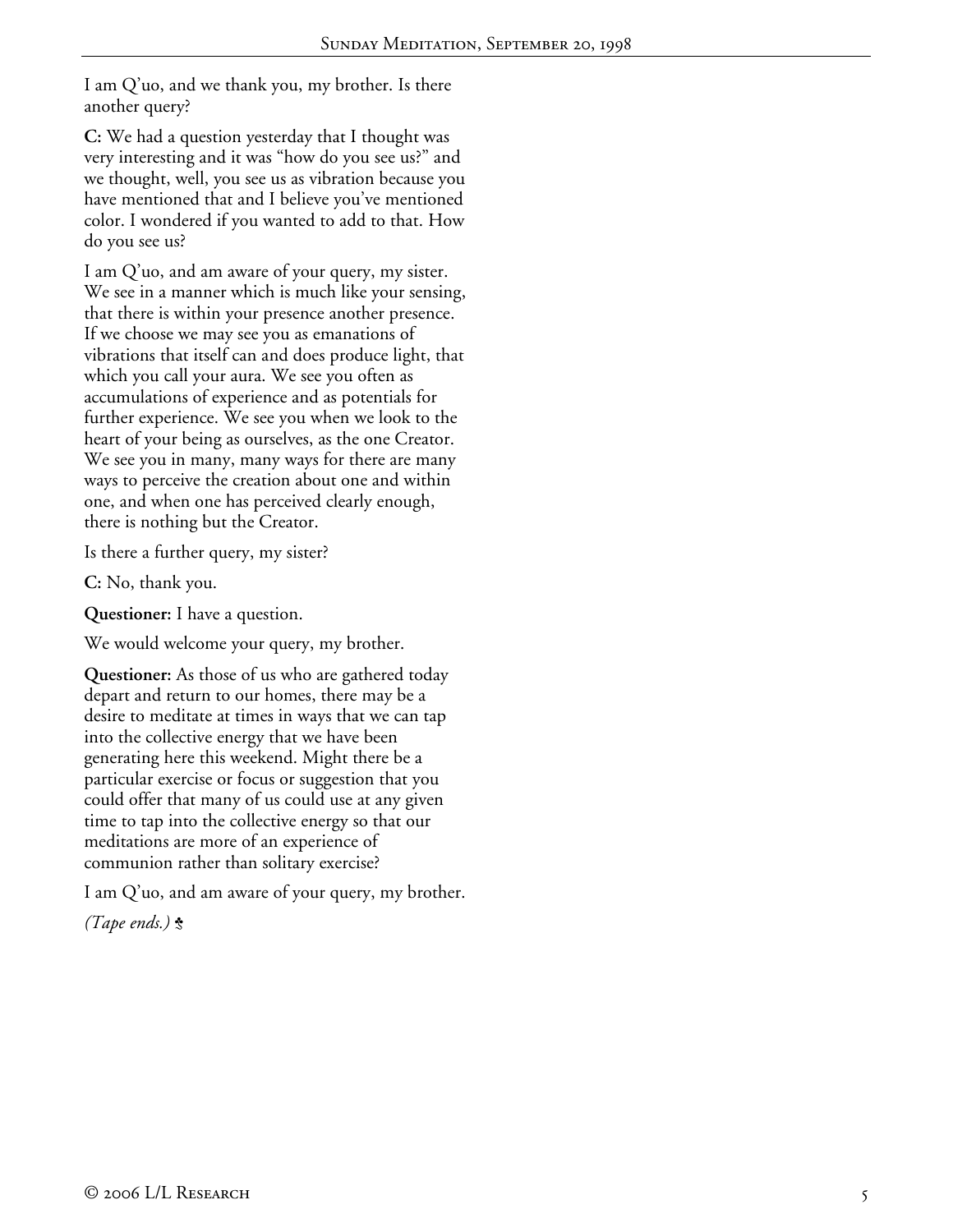I am Q'uo, and we thank you, my brother. Is there another query?

**C:** We had a question yesterday that I thought was very interesting and it was "how do you see us?" and we thought, well, you see us as vibration because you have mentioned that and I believe you've mentioned color. I wondered if you wanted to add to that. How do you see us?

I am Q'uo, and am aware of your query, my sister. We see in a manner which is much like your sensing, that there is within your presence another presence. If we choose we may see you as emanations of vibrations that itself can and does produce light, that which you call your aura. We see you often as accumulations of experience and as potentials for further experience. We see you when we look to the heart of your being as ourselves, as the one Creator. We see you in many, many ways for there are many ways to perceive the creation about one and within one, and when one has perceived clearly enough, there is nothing but the Creator.

Is there a further query, my sister?

**C:** No, thank you.

**Questioner:** I have a question.

We would welcome your query, my brother.

**Questioner:** As those of us who are gathered today depart and return to our homes, there may be a desire to meditate at times in ways that we can tap into the collective energy that we have been generating here this weekend. Might there be a particular exercise or focus or suggestion that you could offer that many of us could use at any given time to tap into the collective energy so that our meditations are more of an experience of communion rather than solitary exercise?

I am Q'uo, and am aware of your query, my brother.

*(Tape ends.)*